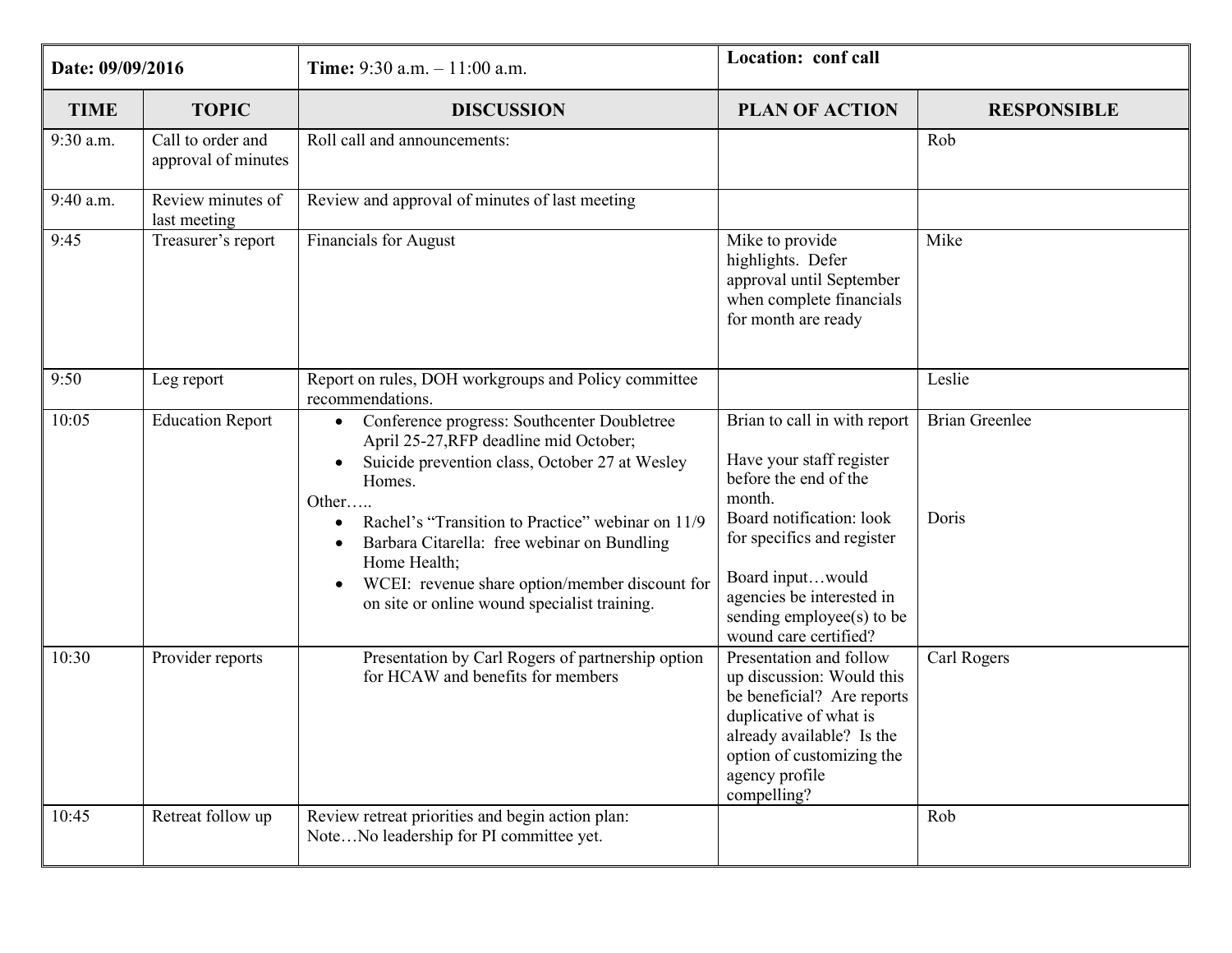| Date: 09/09/2016 | Time: 9:30 a.m. – 11:00 a.m. | Location: conf call | | |
|---|---|---|---|---|
| **TIME** | **TOPIC** | **DISCUSSION** | **PLAN OF ACTION** | **RESPONSIBLE** |
| 9:30 a.m. | Call to order and approval of minutes | Roll call and announcements: | | Rob |
| 9:40 a.m. | Review minutes of last meeting | Review and approval of minutes of last meeting | | |
| 9:45 | Treasurer's report | Financials for August | Mike to provide highlights. Defer approval until September when complete financials for month are ready | Mike |
| 9:50 | Leg report | Report on rules, DOH workgroups and Policy committee recommendations. | | Leslie |
| 10:05 | Education Report | • Conference progress: Southcenter Doubletree April 25-27,RFP deadline mid October;<br>• Suicide prevention class, October 27 at Wesley Homes.<br>Other…..<br>• Rachel's "Transition to Practice" webinar on 11/9<br>• Barbara Citarella: free webinar on Bundling Home Health;<br>• WCEI: revenue share option/member discount for on site or online wound specialist training. | Brian to call in with report<br><br>Have your staff register before the end of the month.<br>Board notification: look for specifics and register<br><br>Board input…would agencies be interested in sending employee(s) to be wound care certified? | Brian Greenlee<br><br><br><br>Doris |
| 10:30 | Provider reports | Presentation by Carl Rogers of partnership option for HCAW and benefits for members | Presentation and follow up discussion: Would this be beneficial? Are reports duplicative of what is already available? Is the option of customizing the agency profile compelling? | Carl Rogers |
| 10:45 | Retreat follow up | Review retreat priorities and begin action plan: Note…No leadership for PI committee yet. | | Rob |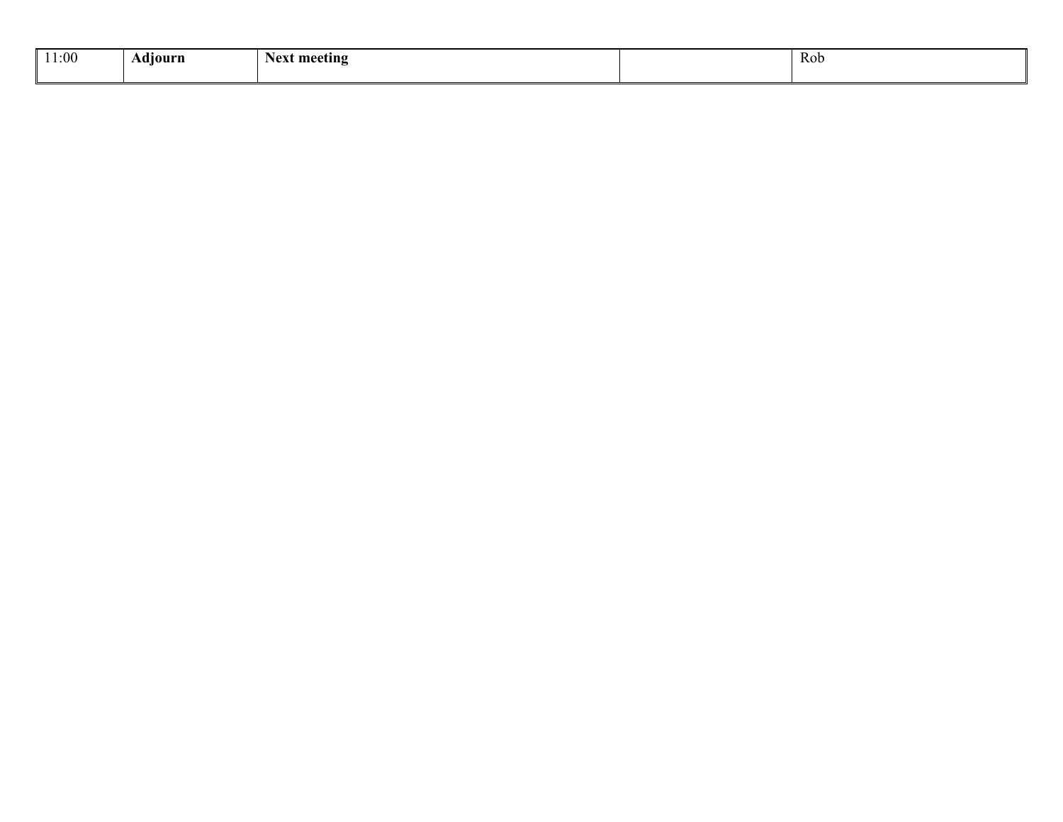| 11:00 | **Adjourn** | **Next meeting** | | Rob |
|---|---|---|---|---|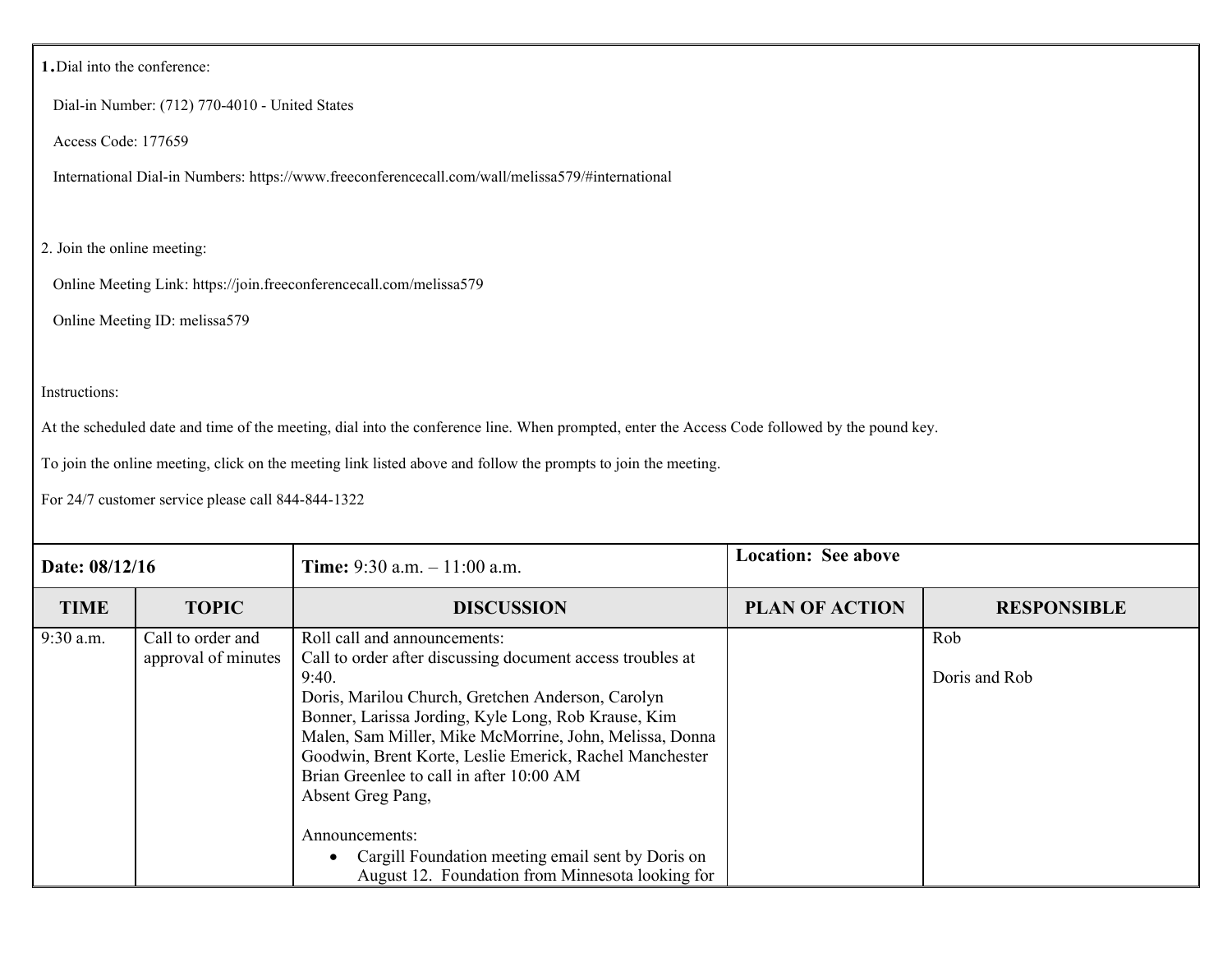1. Dial into the conference:

Dial-in Number: (712) 770-4010 - United States

Access Code: 177659

International Dial-in Numbers: https://www.freeconferencecall.com/wall/melissa579/#international

2. Join the online meeting:

Online Meeting Link: https://join.freeconferencecall.com/melissa579

Online Meeting ID: melissa579

Instructions:

At the scheduled date and time of the meeting, dial into the conference line. When prompted, enter the Access Code followed by the pound key.

To join the online meeting, click on the meeting link listed above and follow the prompts to join the meeting.

For 24/7 customer service please call 844-844-1322

| **Date: 08/12/16** | | **Time:** 9:30 a.m. – 11:00 a.m. | **Location: See above** | |
|---|---|---|---|---|
| **TIME** | **TOPIC** | **DISCUSSION** | **PLAN OF ACTION** | **RESPONSIBLE** |
| 9:30 a.m. | Call to order and approval of minutes | Roll call and announcements:<br>Call to order after discussing document access troubles at 9:40.<br>Doris, Marilou Church, Gretchen Anderson, Carolyn Bonner, Larissa Jording, Kyle Long, Rob Krause, Kim Malen, Sam Miller, Mike McMorrine, John, Melissa, Donna Goodwin, Brent Korte, Leslie Emerick, Rachel Manchester<br>Brian Greenlee to call in after 10:00 AM<br>Absent Greg Pang,<br><br>Announcements:<br>• Cargill Foundation meeting email sent by Doris on August 12. Foundation from Minnesota looking for | | Rob<br><br>Doris and Rob |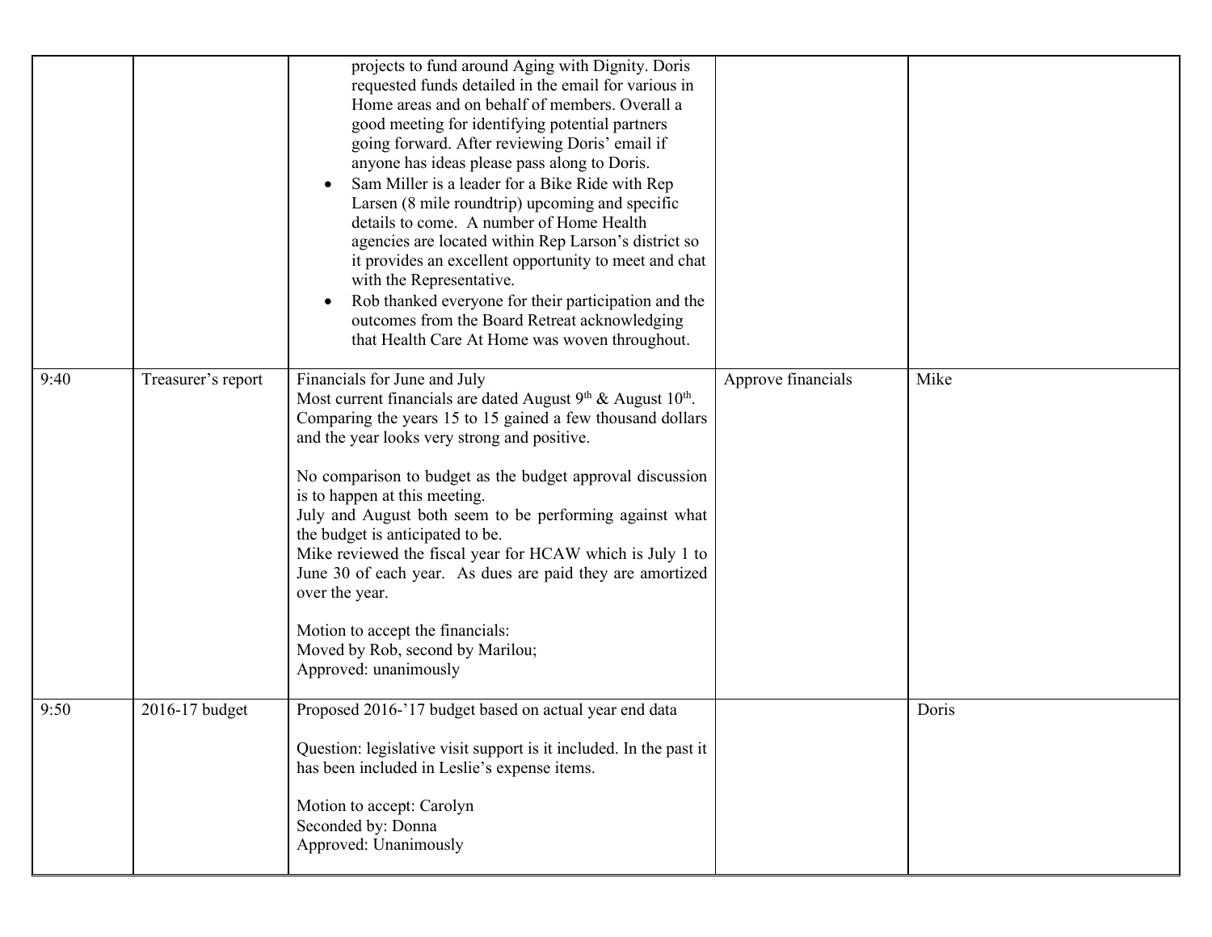| | | | | |
|---|---|---|---|---|
| | | projects to fund around Aging with Dignity. Doris requested funds detailed in the email for various in Home areas and on behalf of members. Overall a good meeting for identifying potential partners going forward. After reviewing Doris' email if anyone has ideas please pass along to Doris.<br>• Sam Miller is a leader for a Bike Ride with Rep Larsen (8 mile roundtrip) upcoming and specific details to come. A number of Home Health agencies are located within Rep Larson's district so it provides an excellent opportunity to meet and chat with the Representative.<br>• Rob thanked everyone for their participation and the outcomes from the Board Retreat acknowledging that Health Care At Home was woven throughout. | | |
| 9:40 | Treasurer's report | Financials for June and July<br>Most current financials are dated August 9th & August 10th. Comparing the years 15 to 15 gained a few thousand dollars and the year looks very strong and positive.<br><br>No comparison to budget as the budget approval discussion is to happen at this meeting.<br>July and August both seem to be performing against what the budget is anticipated to be.<br>Mike reviewed the fiscal year for HCAW which is July 1 to June 30 of each year. As dues are paid they are amortized over the year.<br><br>Motion to accept the financials:<br>Moved by Rob, second by Marilou;<br>Approved: unanimously | Approve financials | Mike |
| 9:50 | 2016-17 budget | Proposed 2016-'17 budget based on actual year end data<br><br>Question: legislative visit support is it included. In the past it has been included in Leslie's expense items.<br><br>Motion to accept: Carolyn<br>Seconded by: Donna<br>Approved: Unanimously | | Doris |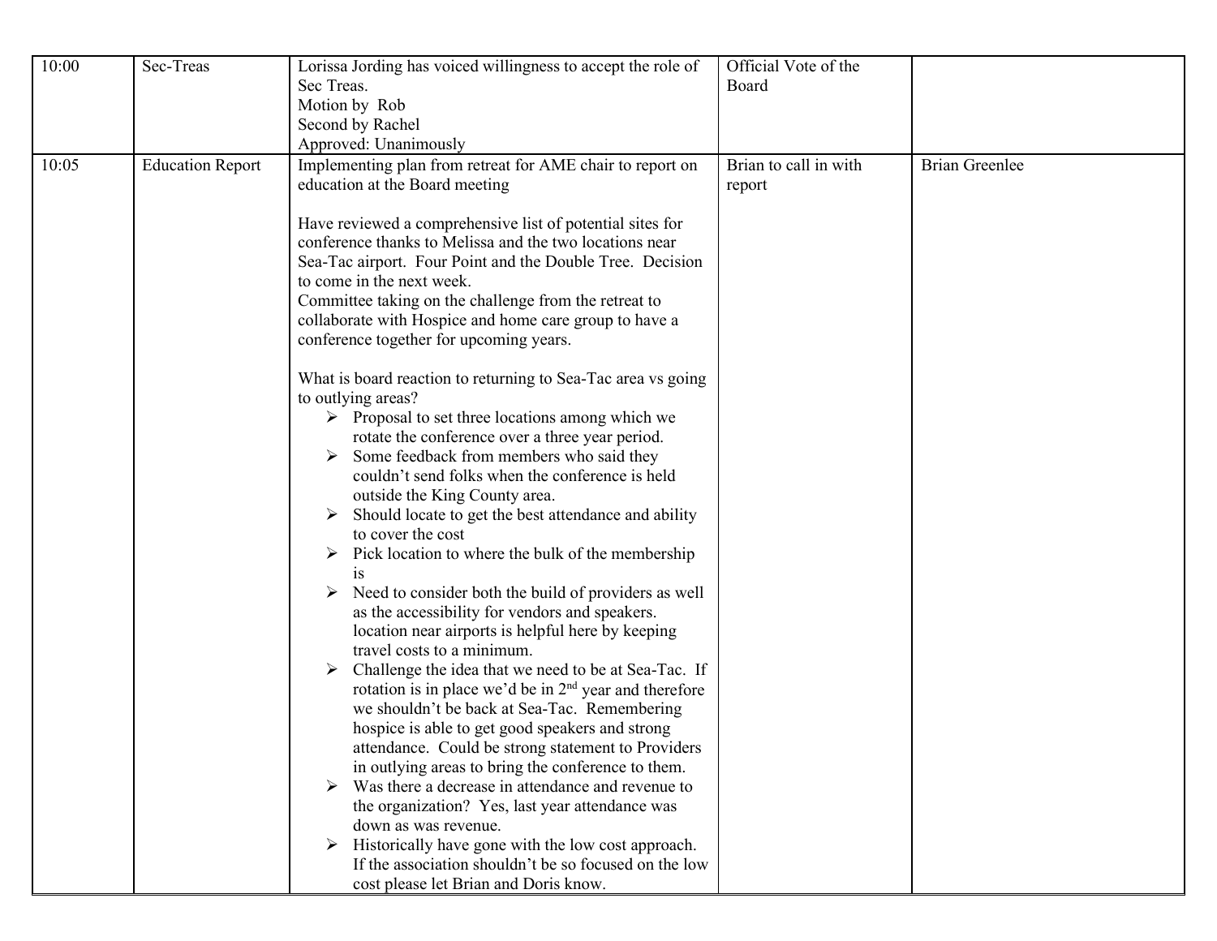| | | | | |
|---|---|---|---|---|
| 10:00 | Sec-Treas | Lorissa Jording has voiced willingness to accept the role of Sec Treas.<br>Motion by Rob<br>Second by Rachel<br>Approved: Unanimously | Official Vote of the Board | |
| 10:05 | Education Report | Implementing plan from retreat for AME chair to report on education at the Board meeting<br><br>Have reviewed a comprehensive list of potential sites for conference thanks to Melissa and the two locations near Sea-Tac airport. Four Point and the Double Tree. Decision to come in the next week.<br>Committee taking on the challenge from the retreat to collaborate with Hospice and home care group to have a conference together for upcoming years.<br><br>What is board reaction to returning to Sea-Tac area vs going to outlying areas?<br>➢ Proposal to set three locations among which we rotate the conference over a three year period.<br>➢ Some feedback from members who said they couldn't send folks when the conference is held outside the King County area.<br>➢ Should locate to get the best attendance and ability to cover the cost<br>➢ Pick location to where the bulk of the membership is<br>➢ Need to consider both the build of providers as well as the accessibility for vendors and speakers. location near airports is helpful here by keeping travel costs to a minimum.<br>➢ Challenge the idea that we need to be at Sea-Tac. If rotation is in place we'd be in 2nd year and therefore we shouldn't be back at Sea-Tac. Remembering hospice is able to get good speakers and strong attendance. Could be strong statement to Providers in outlying areas to bring the conference to them.<br>➢ Was there a decrease in attendance and revenue to the organization? Yes, last year attendance was down as was revenue.<br>➢ Historically have gone with the low cost approach. If the association shouldn't be so focused on the low cost please let Brian and Doris know. | Brian to call in with report | Brian Greenlee |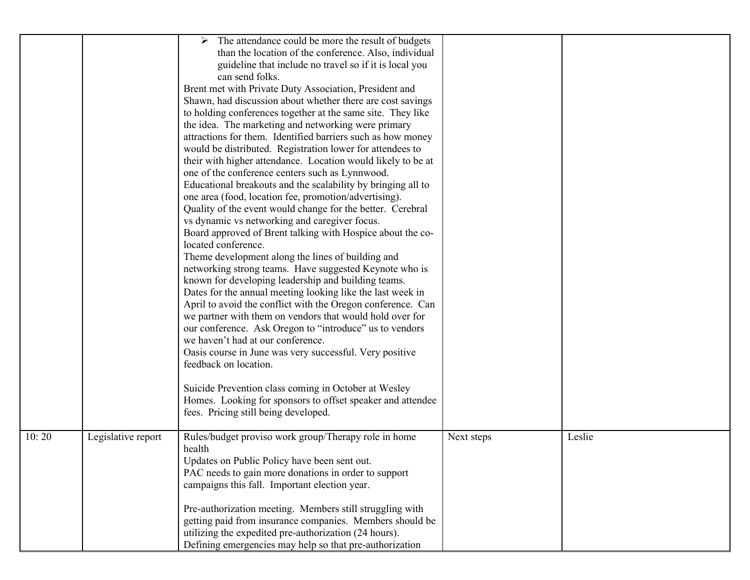| | | | | |
|---|---|---|---|---|
| | | - The attendance could be more the result of budgets than the location of the conference. Also, individual guideline that include no travel so if it is local you can send folks.<br>Brent met with Private Duty Association, President and Shawn, had discussion about whether there are cost savings to holding conferences together at the same site. They like the idea. The marketing and networking were primary attractions for them. Identified barriers such as how money would be distributed. Registration lower for attendees to their with higher attendance. Location would likely to be at one of the conference centers such as Lynnwood.<br>Educational breakouts and the scalability by bringing all to one area (food, location fee, promotion/advertising).<br>Quality of the event would change for the better. Cerebral vs dynamic vs networking and caregiver focus.<br>Board approved of Brent talking with Hospice about the co-located conference.<br>Theme development along the lines of building and networking strong teams. Have suggested Keynote who is known for developing leadership and building teams.<br>Dates for the annual meeting looking like the last week in April to avoid the conflict with the Oregon conference. Can we partner with them on vendors that would hold over for our conference. Ask Oregon to "introduce" us to vendors we haven't had at our conference.<br>Oasis course in June was very successful. Very positive feedback on location.<br><br>Suicide Prevention class coming in October at Wesley Homes. Looking for sponsors to offset speaker and attendee fees. Pricing still being developed. | | |
| 10: 20 | Legislative report | Rules/budget proviso work group/Therapy role in home health<br>Updates on Public Policy have been sent out.<br>PAC needs to gain more donations in order to support campaigns this fall. Important election year.<br><br>Pre-authorization meeting. Members still struggling with getting paid from insurance companies. Members should be utilizing the expedited pre-authorization (24 hours).<br>Defining emergencies may help so that pre-authorization | Next steps | Leslie |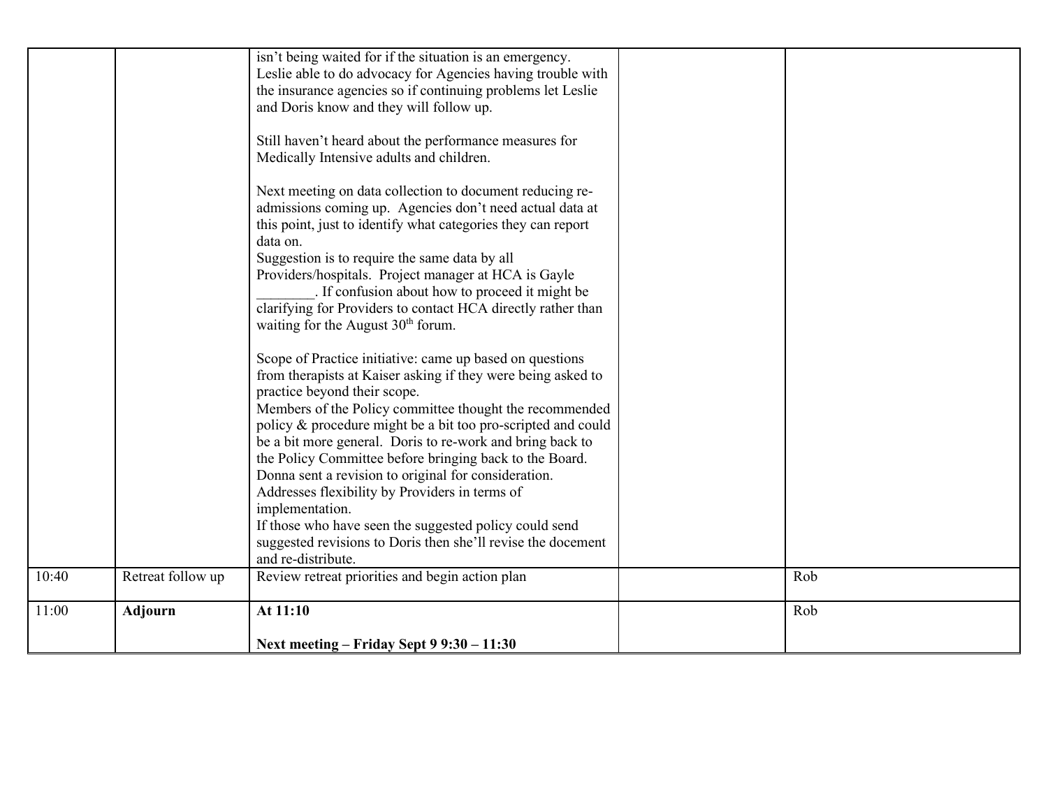| | | | | |
|---|---|---|---|---|
| | | isn't being waited for if the situation is an emergency. Leslie able to do advocacy for Agencies having trouble with the insurance agencies so if continuing problems let Leslie and Doris know and they will follow up.<br><br>Still haven't heard about the performance measures for Medically Intensive adults and children.<br><br>Next meeting on data collection to document reducing re-admissions coming up. Agencies don't need actual data at this point, just to identify what categories they can report data on.<br>Suggestion is to require the same data by all Providers/hospitals. Project manager at HCA is Gayle ________. If confusion about how to proceed it might be clarifying for Providers to contact HCA directly rather than waiting for the August 30th forum.<br><br>Scope of Practice initiative: came up based on questions from therapists at Kaiser asking if they were being asked to practice beyond their scope.<br>Members of the Policy committee thought the recommended policy & procedure might be a bit too pro-scripted and could be a bit more general. Doris to re-work and bring back to the Policy Committee before bringing back to the Board.<br>Donna sent a revision to original for consideration. Addresses flexibility by Providers in terms of implementation.<br>If those who have seen the suggested policy could send suggested revisions to Doris then she'll revise the docement and re-distribute. | | |
| 10:40 | Retreat follow up | Review retreat priorities and begin action plan | | Rob |
| 11:00 | **Adjourn** | **At 11:10**<br><br>**Next meeting – Friday Sept 9 9:30 – 11:30** | | Rob |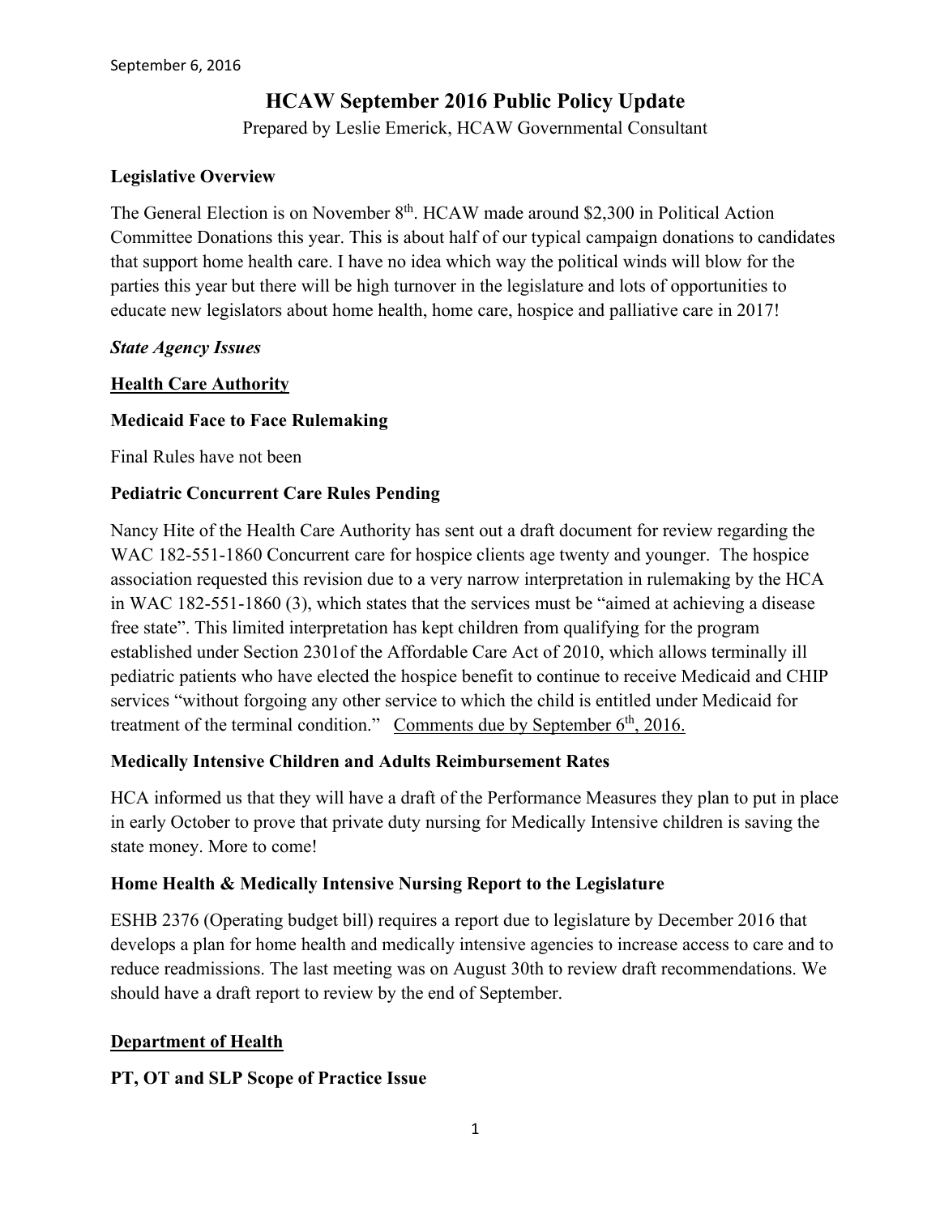September 6, 2016

# HCAW September 2016 Public Policy Update

Prepared by Leslie Emerick, HCAW Governmental Consultant

**Legislative Overview**

The General Election is on November 8th. HCAW made around $2,300 in Political Action Committee Donations this year. This is about half of our typical campaign donations to candidates that support home health care. I have no idea which way the political winds will blow for the parties this year but there will be high turnover in the legislature and lots of opportunities to educate new legislators about home health, home care, hospice and palliative care in 2017!

***State Agency Issues***

**Health Care Authority**

**Medicaid Face to Face Rulemaking**

Final Rules have not been

**Pediatric Concurrent Care Rules Pending**

Nancy Hite of the Health Care Authority has sent out a draft document for review regarding the WAC 182-551-1860 Concurrent care for hospice clients age twenty and younger. The hospice association requested this revision due to a very narrow interpretation in rulemaking by the HCA in WAC 182-551-1860 (3), which states that the services must be "aimed at achieving a disease free state". This limited interpretation has kept children from qualifying for the program established under Section 2301of the Affordable Care Act of 2010, which allows terminally ill pediatric patients who have elected the hospice benefit to continue to receive Medicaid and CHIP services "without forgoing any other service to which the child is entitled under Medicaid for treatment of the terminal condition." Comments due by September 6th, 2016.

**Medically Intensive Children and Adults Reimbursement Rates**

HCA informed us that they will have a draft of the Performance Measures they plan to put in place in early October to prove that private duty nursing for Medically Intensive children is saving the state money. More to come!

**Home Health & Medically Intensive Nursing Report to the Legislature**

ESHB 2376 (Operating budget bill) requires a report due to legislature by December 2016 that develops a plan for home health and medically intensive agencies to increase access to care and to reduce readmissions. The last meeting was on August 30th to review draft recommendations. We should have a draft report to review by the end of September.

**Department of Health**

**PT, OT and SLP Scope of Practice Issue**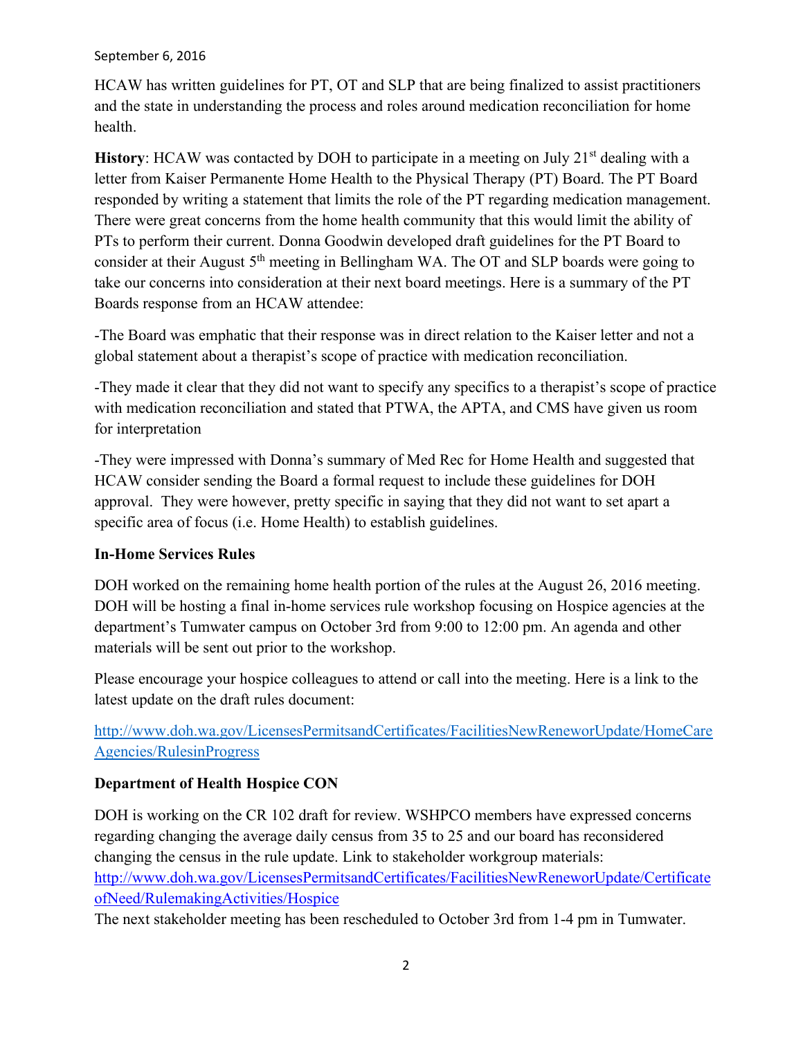HCAW has written guidelines for PT, OT and SLP that are being finalized to assist practitioners and the state in understanding the process and roles around medication reconciliation for home health.

**History**: HCAW was contacted by DOH to participate in a meeting on July 21st dealing with a letter from Kaiser Permanente Home Health to the Physical Therapy (PT) Board. The PT Board responded by writing a statement that limits the role of the PT regarding medication management. There were great concerns from the home health community that this would limit the ability of PTs to perform their current. Donna Goodwin developed draft guidelines for the PT Board to consider at their August 5th meeting in Bellingham WA. The OT and SLP boards were going to take our concerns into consideration at their next board meetings. Here is a summary of the PT Boards response from an HCAW attendee:

-The Board was emphatic that their response was in direct relation to the Kaiser letter and not a global statement about a therapist's scope of practice with medication reconciliation.

-They made it clear that they did not want to specify any specifics to a therapist's scope of practice with medication reconciliation and stated that PTWA, the APTA, and CMS have given us room for interpretation

-They were impressed with Donna's summary of Med Rec for Home Health and suggested that HCAW consider sending the Board a formal request to include these guidelines for DOH approval. They were however, pretty specific in saying that they did not want to set apart a specific area of focus (i.e. Home Health) to establish guidelines.

**In-Home Services Rules**

DOH worked on the remaining home health portion of the rules at the August 26, 2016 meeting. DOH will be hosting a final in-home services rule workshop focusing on Hospice agencies at the department's Tumwater campus on October 3rd from 9:00 to 12:00 pm. An agenda and other materials will be sent out prior to the workshop.

Please encourage your hospice colleagues to attend or call into the meeting. Here is a link to the latest update on the draft rules document:

http://www.doh.wa.gov/LicensesPermitsandCertificates/FacilitiesNewReneworUpdate/HomeCareAgencies/RulesinProgress

**Department of Health Hospice CON**

DOH is working on the CR 102 draft for review. WSHPCO members have expressed concerns regarding changing the average daily census from 35 to 25 and our board has reconsidered changing the census in the rule update. Link to stakeholder workgroup materials: http://www.doh.wa.gov/LicensesPermitsandCertificates/FacilitiesNewReneworUpdate/CertificateofNeed/RulemakingActivities/Hospice

The next stakeholder meeting has been rescheduled to October 3rd from 1-4 pm in Tumwater.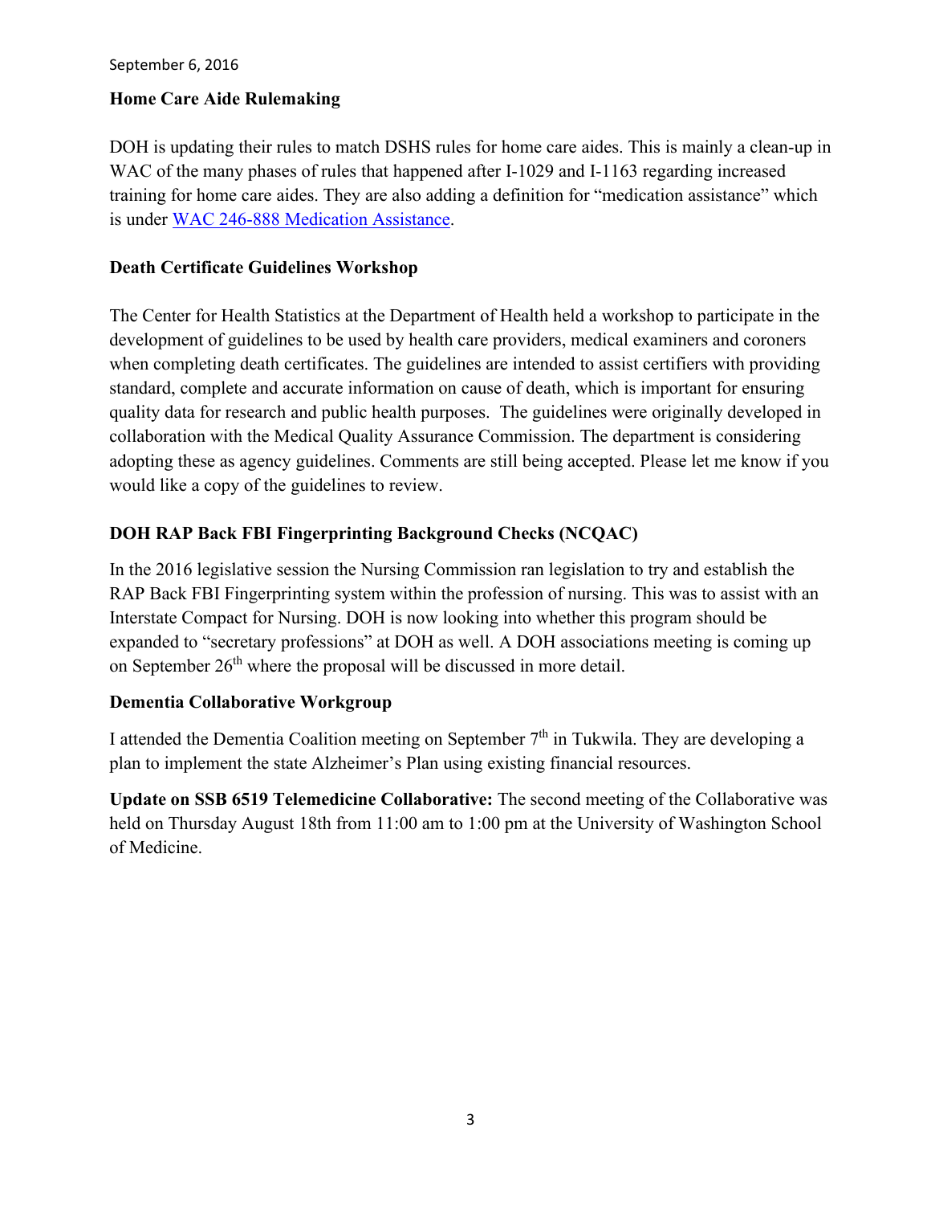**Home Care Aide Rulemaking**

DOH is updating their rules to match DSHS rules for home care aides. This is mainly a clean-up in WAC of the many phases of rules that happened after I-1029 and I-1163 regarding increased training for home care aides. They are also adding a definition for "medication assistance" which is under WAC 246-888 Medication Assistance.

**Death Certificate Guidelines Workshop**

The Center for Health Statistics at the Department of Health held a workshop to participate in the development of guidelines to be used by health care providers, medical examiners and coroners when completing death certificates. The guidelines are intended to assist certifiers with providing standard, complete and accurate information on cause of death, which is important for ensuring quality data for research and public health purposes. The guidelines were originally developed in collaboration with the Medical Quality Assurance Commission. The department is considering adopting these as agency guidelines. Comments are still being accepted. Please let me know if you would like a copy of the guidelines to review.

**DOH RAP Back FBI Fingerprinting Background Checks (NCQAC)**

In the 2016 legislative session the Nursing Commission ran legislation to try and establish the RAP Back FBI Fingerprinting system within the profession of nursing. This was to assist with an Interstate Compact for Nursing. DOH is now looking into whether this program should be expanded to "secretary professions" at DOH as well. A DOH associations meeting is coming up on September 26th where the proposal will be discussed in more detail.

**Dementia Collaborative Workgroup**

I attended the Dementia Coalition meeting on September 7th in Tukwila. They are developing a plan to implement the state Alzheimer's Plan using existing financial resources.

**Update on SSB 6519 Telemedicine Collaborative:** The second meeting of the Collaborative was held on Thursday August 18th from 11:00 am to 1:00 pm at the University of Washington School of Medicine.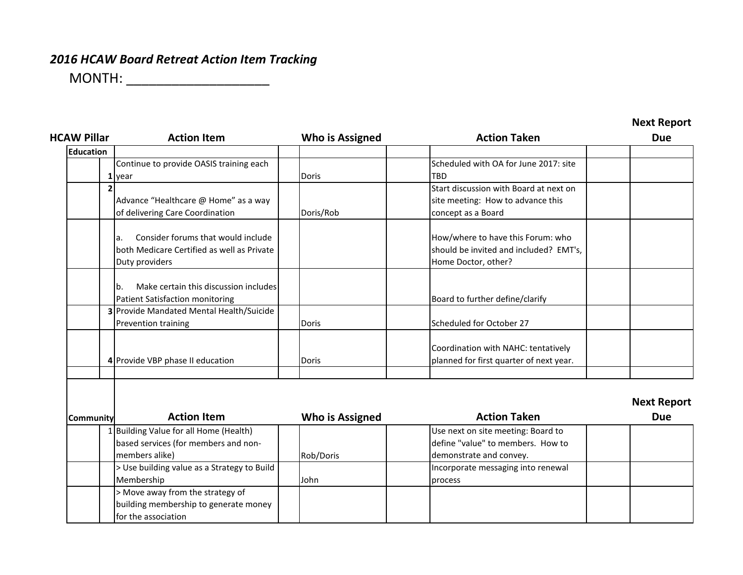*2016 HCAW Board Retreat Action Item Tracking*

MONTH: ___________________

| HCAW Pillar | | Action Item | | Who is Assigned | | Action Taken | | Next Report Due |
|---|---|---|---|---|---|---|---|---|
| **Education** | | | | | | | | |
| | **1** | Continue to provide OASIS training each year | | Doris | | Scheduled with OA for June 2017: site TBD | | |
| | **2** | Advance "Healthcare @ Home" as a way of delivering Care Coordination | | Doris/Rob | | Start discussion with Board at next on site meeting: How to advance this concept as a Board | | |
| | | a. Consider forums that would include both Medicare Certified as well as Private Duty providers | | | | How/where to have this Forum: who should be invited and included? EMT's, Home Doctor, other? | | |
| | | b. Make certain this discussion includes Patient Satisfaction monitoring | | | | Board to further define/clarify | | |
| | **3** | Provide Mandated Mental Health/Suicide Prevention training | | Doris | | Scheduled for October 27 | | |
| | **4** | Provide VBP phase II education | | Doris | | Coordination with NAHC: tentatively planned for first quarter of next year. | | |
| | | | | | | | | |

| **Community** | | Action Item | | Who is Assigned | | Action Taken | | Next Report Due |
|---|---|---|---|---|---|---|---|---|
| | 1 | Building Value for all Home (Health) based services (for members and non-members alike) | | Rob/Doris | | Use next on site meeting: Board to define "value" to members. How to demonstrate and convey. | | |
| | | > Use building value as a Strategy to Build Membership | | John | | Incorporate messaging into renewal process | | |
| | | > Move away from the strategy of building membership to generate money for the association | | | | | | |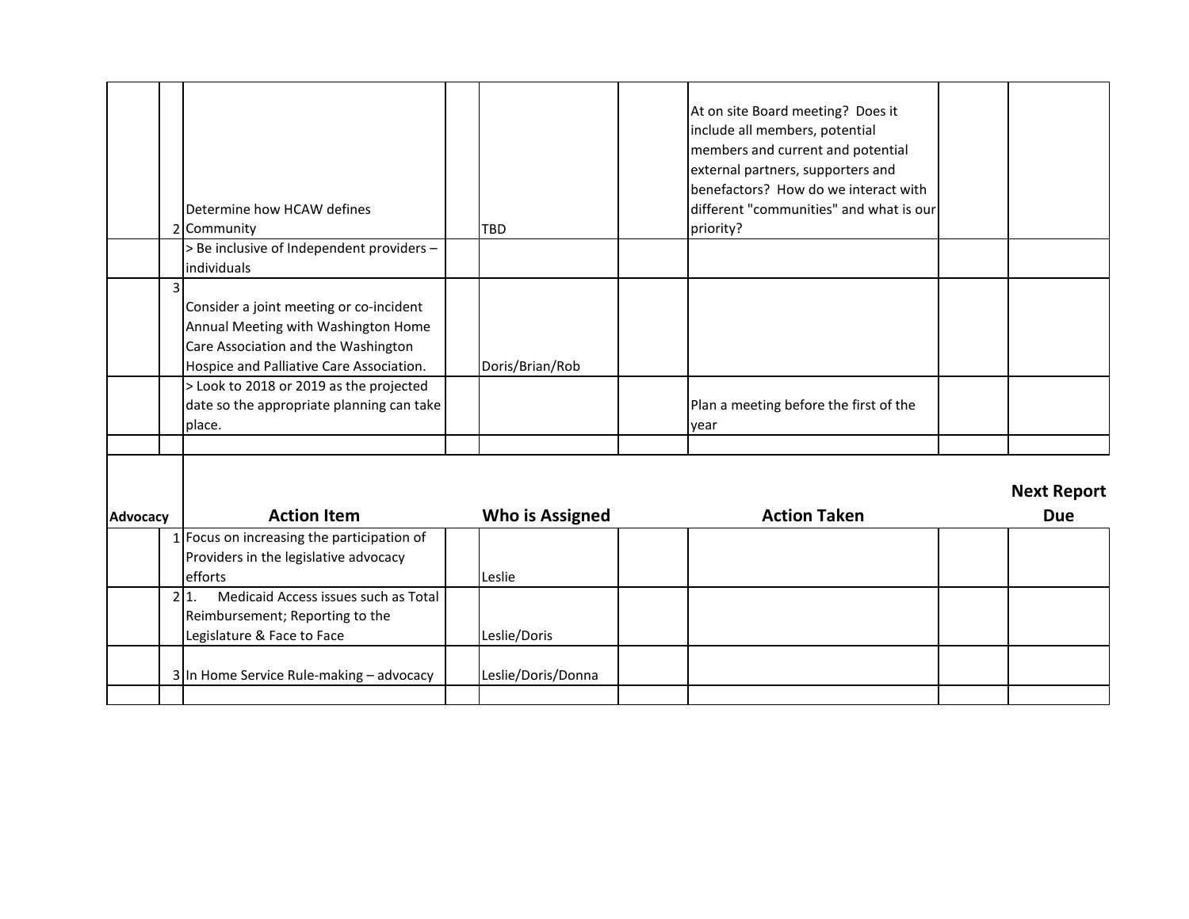| | | | | | | | | |
|---|---|---|---|---|---|---|---|---|
| | 2 | Determine how HCAW defines Community | | TBD | | At on site Board meeting? Does it include all members, potential members and current and potential external partners, supporters and benefactors? How do we interact with different "communities" and what is our priority? | | |
| | | > Be inclusive of Independent providers – individuals | | | | | | |
| | 3 | Consider a joint meeting or co-incident Annual Meeting with Washington Home Care Association and the Washington Hospice and Palliative Care Association. | | Doris/Brian/Rob | | | | |
| | | > Look to 2018 or 2019 as the projected date so the appropriate planning can take place. | | | | Plan a meeting before the first of the year | | |
| | | | | | | | | |

| **Advocacy** | | **Action Item** | | **Who is Assigned** | | **Action Taken** | | **Next Report Due** |
|---|---|---|---|---|---|---|---|---|
| | 1 | Focus on increasing the participation of Providers in the legislative advocacy efforts | | Leslie | | | | |
| | 2 | 1. Medicaid Access issues such as Total Reimbursement; Reporting to the Legislature & Face to Face | | Leslie/Doris | | | | |
| | 3 | In Home Service Rule-making – advocacy | | Leslie/Doris/Donna | | | | |
| | | | | | | | | |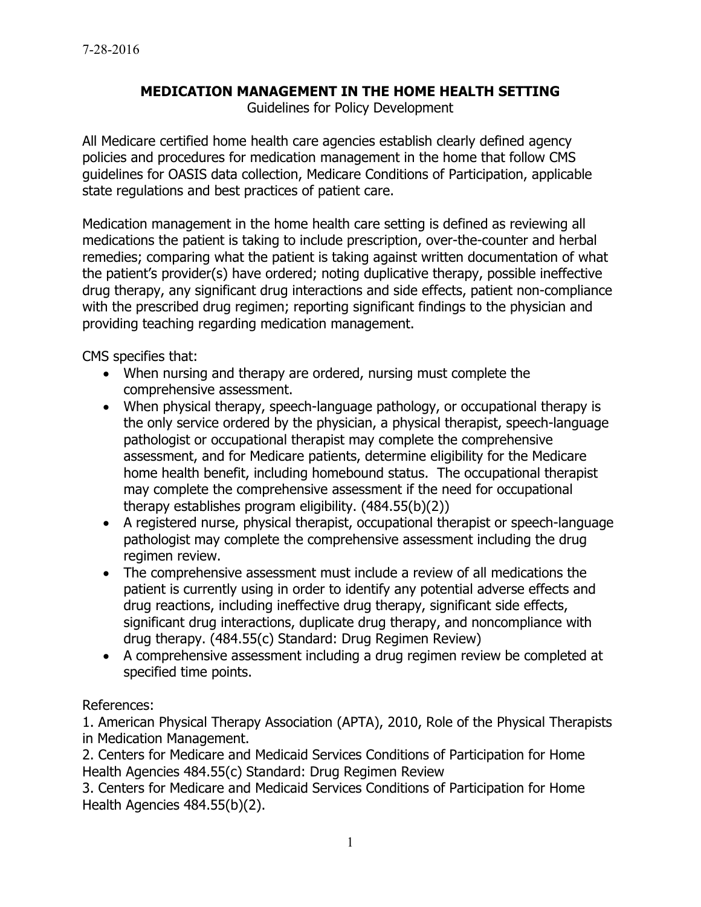7-28-2016

# MEDICATION MANAGEMENT IN THE HOME HEALTH SETTING

Guidelines for Policy Development

All Medicare certified home health care agencies establish clearly defined agency policies and procedures for medication management in the home that follow CMS guidelines for OASIS data collection, Medicare Conditions of Participation, applicable state regulations and best practices of patient care.

Medication management in the home health care setting is defined as reviewing all medications the patient is taking to include prescription, over-the-counter and herbal remedies; comparing what the patient is taking against written documentation of what the patient's provider(s) have ordered; noting duplicative therapy, possible ineffective drug therapy, any significant drug interactions and side effects, patient non-compliance with the prescribed drug regimen; reporting significant findings to the physician and providing teaching regarding medication management.

CMS specifies that:

- When nursing and therapy are ordered, nursing must complete the comprehensive assessment.
- When physical therapy, speech-language pathology, or occupational therapy is the only service ordered by the physician, a physical therapist, speech-language pathologist or occupational therapist may complete the comprehensive assessment, and for Medicare patients, determine eligibility for the Medicare home health benefit, including homebound status. The occupational therapist may complete the comprehensive assessment if the need for occupational therapy establishes program eligibility. (484.55(b)(2))
- A registered nurse, physical therapist, occupational therapist or speech-language pathologist may complete the comprehensive assessment including the drug regimen review.
- The comprehensive assessment must include a review of all medications the patient is currently using in order to identify any potential adverse effects and drug reactions, including ineffective drug therapy, significant side effects, significant drug interactions, duplicate drug therapy, and noncompliance with drug therapy. (484.55(c) Standard: Drug Regimen Review)
- A comprehensive assessment including a drug regimen review be completed at specified time points.

References:

1. American Physical Therapy Association (APTA), 2010, Role of the Physical Therapists in Medication Management.
2. Centers for Medicare and Medicaid Services Conditions of Participation for Home Health Agencies 484.55(c) Standard: Drug Regimen Review
3. Centers for Medicare and Medicaid Services Conditions of Participation for Home Health Agencies 484.55(b)(2).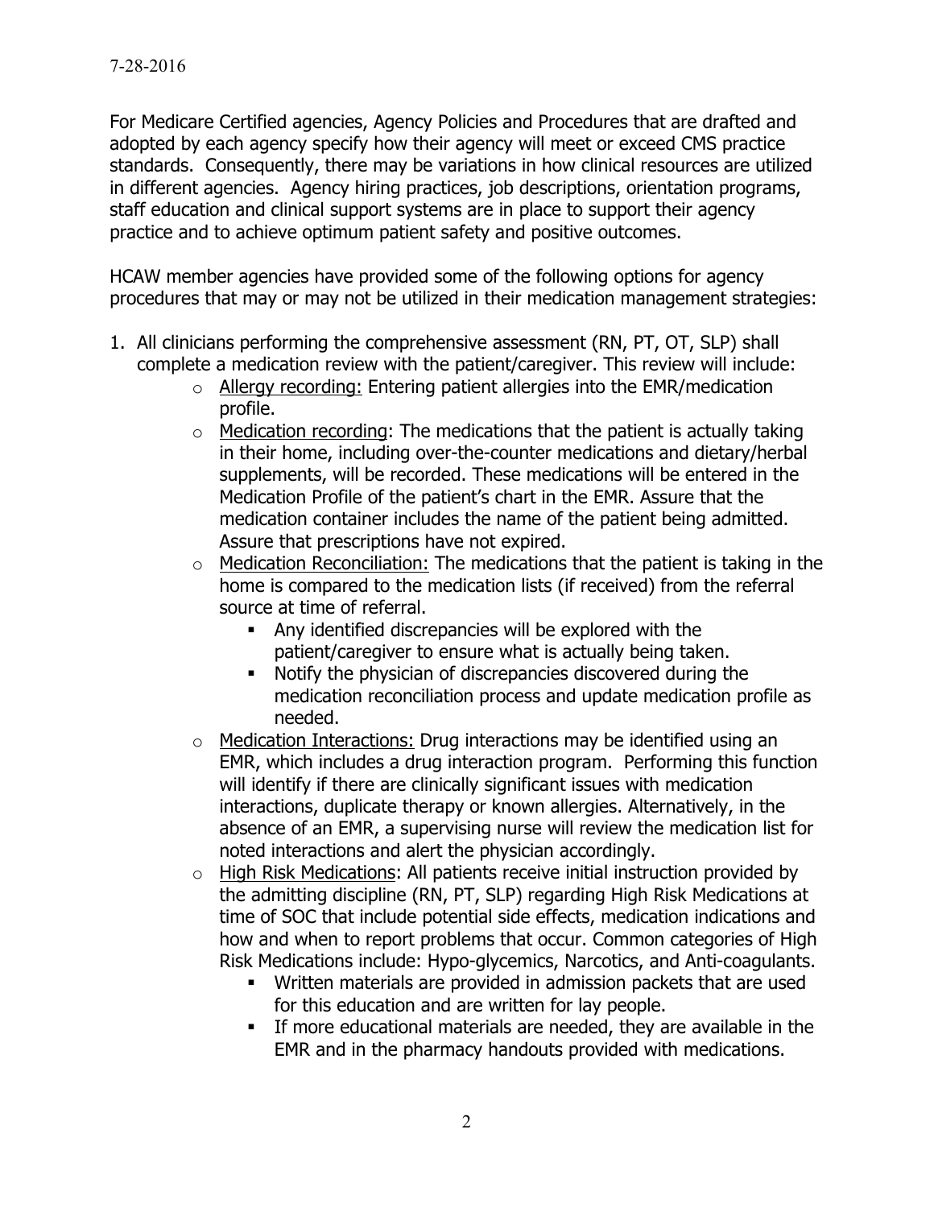7-28-2016

For Medicare Certified agencies, Agency Policies and Procedures that are drafted and adopted by each agency specify how their agency will meet or exceed CMS practice standards. Consequently, there may be variations in how clinical resources are utilized in different agencies. Agency hiring practices, job descriptions, orientation programs, staff education and clinical support systems are in place to support their agency practice and to achieve optimum patient safety and positive outcomes.

HCAW member agencies have provided some of the following options for agency procedures that may or may not be utilized in their medication management strategies:

1. All clinicians performing the comprehensive assessment (RN, PT, OT, SLP) shall complete a medication review with the patient/caregiver. This review will include:
   - <u>Allergy recording:</u> Entering patient allergies into the EMR/medication profile.
   - <u>Medication recording</u>: The medications that the patient is actually taking in their home, including over-the-counter medications and dietary/herbal supplements, will be recorded. These medications will be entered in the Medication Profile of the patient's chart in the EMR. Assure that the medication container includes the name of the patient being admitted. Assure that prescriptions have not expired.
   - <u>Medication Reconciliation:</u> The medications that the patient is taking in the home is compared to the medication lists (if received) from the referral source at time of referral.
     - Any identified discrepancies will be explored with the patient/caregiver to ensure what is actually being taken.
     - Notify the physician of discrepancies discovered during the medication reconciliation process and update medication profile as needed.
   - <u>Medication Interactions:</u> Drug interactions may be identified using an EMR, which includes a drug interaction program. Performing this function will identify if there are clinically significant issues with medication interactions, duplicate therapy or known allergies. Alternatively, in the absence of an EMR, a supervising nurse will review the medication list for noted interactions and alert the physician accordingly.
   - <u>High Risk Medications</u>: All patients receive initial instruction provided by the admitting discipline (RN, PT, SLP) regarding High Risk Medications at time of SOC that include potential side effects, medication indications and how and when to report problems that occur. Common categories of High Risk Medications include: Hypo-glycemics, Narcotics, and Anti-coagulants.
     - Written materials are provided in admission packets that are used for this education and are written for lay people.
     - If more educational materials are needed, they are available in the EMR and in the pharmacy handouts provided with medications.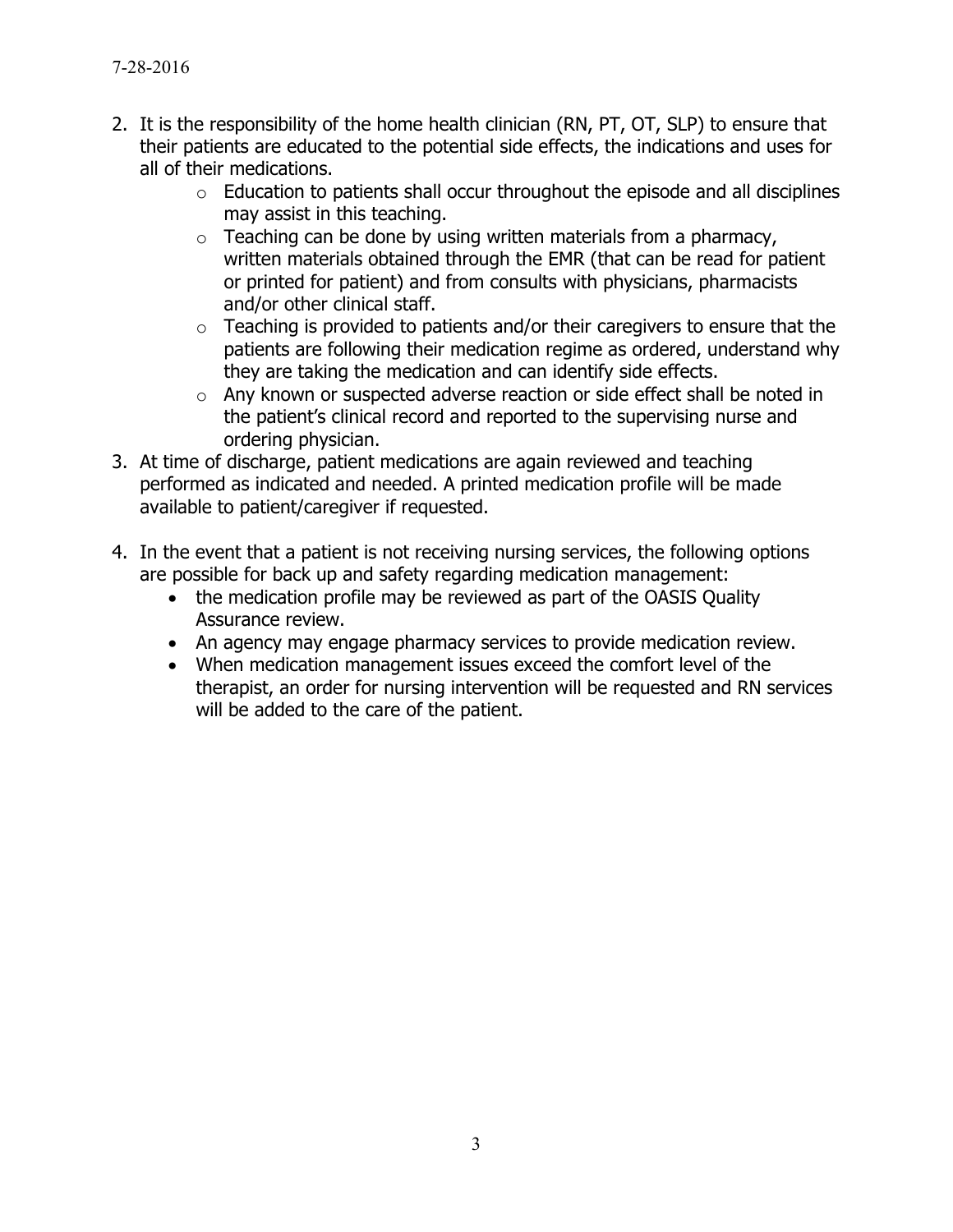2. It is the responsibility of the home health clinician (RN, PT, OT, SLP) to ensure that their patients are educated to the potential side effects, the indications and uses for all of their medications.
   - Education to patients shall occur throughout the episode and all disciplines may assist in this teaching.
   - Teaching can be done by using written materials from a pharmacy, written materials obtained through the EMR (that can be read for patient or printed for patient) and from consults with physicians, pharmacists and/or other clinical staff.
   - Teaching is provided to patients and/or their caregivers to ensure that the patients are following their medication regime as ordered, understand why they are taking the medication and can identify side effects.
   - Any known or suspected adverse reaction or side effect shall be noted in the patient's clinical record and reported to the supervising nurse and ordering physician.
3. At time of discharge, patient medications are again reviewed and teaching performed as indicated and needed. A printed medication profile will be made available to patient/caregiver if requested.
4. In the event that a patient is not receiving nursing services, the following options are possible for back up and safety regarding medication management:
   - the medication profile may be reviewed as part of the OASIS Quality Assurance review.
   - An agency may engage pharmacy services to provide medication review.
   - When medication management issues exceed the comfort level of the therapist, an order for nursing intervention will be requested and RN services will be added to the care of the patient.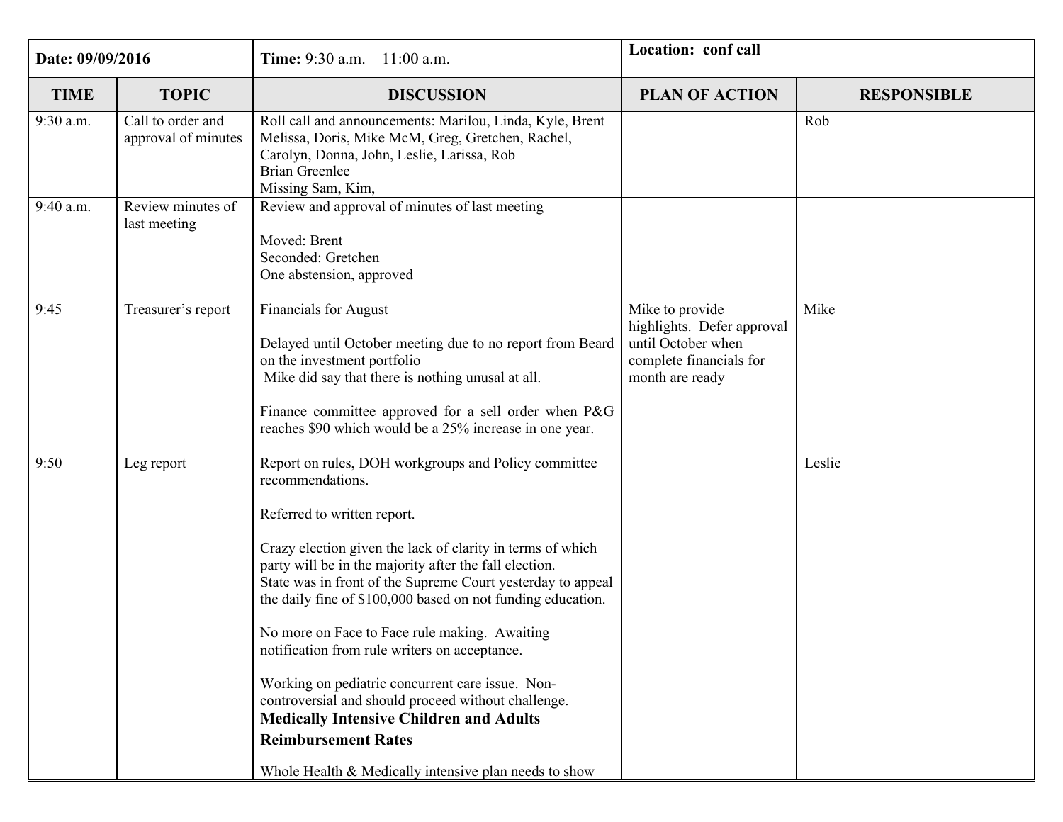| Date: 09/09/2016 | | Time: 9:30 a.m. – 11:00 a.m. | Location: conf call | |
|---|---|---|---|---|
| **TIME** | **TOPIC** | **DISCUSSION** | **PLAN OF ACTION** | **RESPONSIBLE** |
| 9:30 a.m. | Call to order and approval of minutes | Roll call and announcements: Marilou, Linda, Kyle, Brent Melissa, Doris, Mike McM, Greg, Gretchen, Rachel, Carolyn, Donna, John, Leslie, Larissa, Rob<br>Brian Greenlee<br>Missing Sam, Kim, | | Rob |
| 9:40 a.m. | Review minutes of last meeting | Review and approval of minutes of last meeting<br><br>Moved: Brent<br>Seconded: Gretchen<br>One abstension, approved | | |
| 9:45 | Treasurer's report | Financials for August<br><br>Delayed until October meeting due to no report from Beard on the investment portfolio<br>Mike did say that there is nothing unusal at all.<br><br>Finance committee approved for a sell order when P&G reaches $90 which would be a 25% increase in one year. | Mike to provide highlights. Defer approval until October when complete financials for month are ready | Mike |
| 9:50 | Leg report | Report on rules, DOH workgroups and Policy committee recommendations.<br><br>Referred to written report.<br><br>Crazy election given the lack of clarity in terms of which party will be in the majority after the fall election.<br>State was in front of the Supreme Court yesterday to appeal the daily fine of $100,000 based on not funding education.<br><br>No more on Face to Face rule making. Awaiting notification from rule writers on acceptance.<br><br>Working on pediatric concurrent care issue. Non-controversial and should proceed without challenge.<br>**Medically Intensive Children and Adults Reimbursement Rates**<br><br>Whole Health & Medically intensive plan needs to show | | Leslie |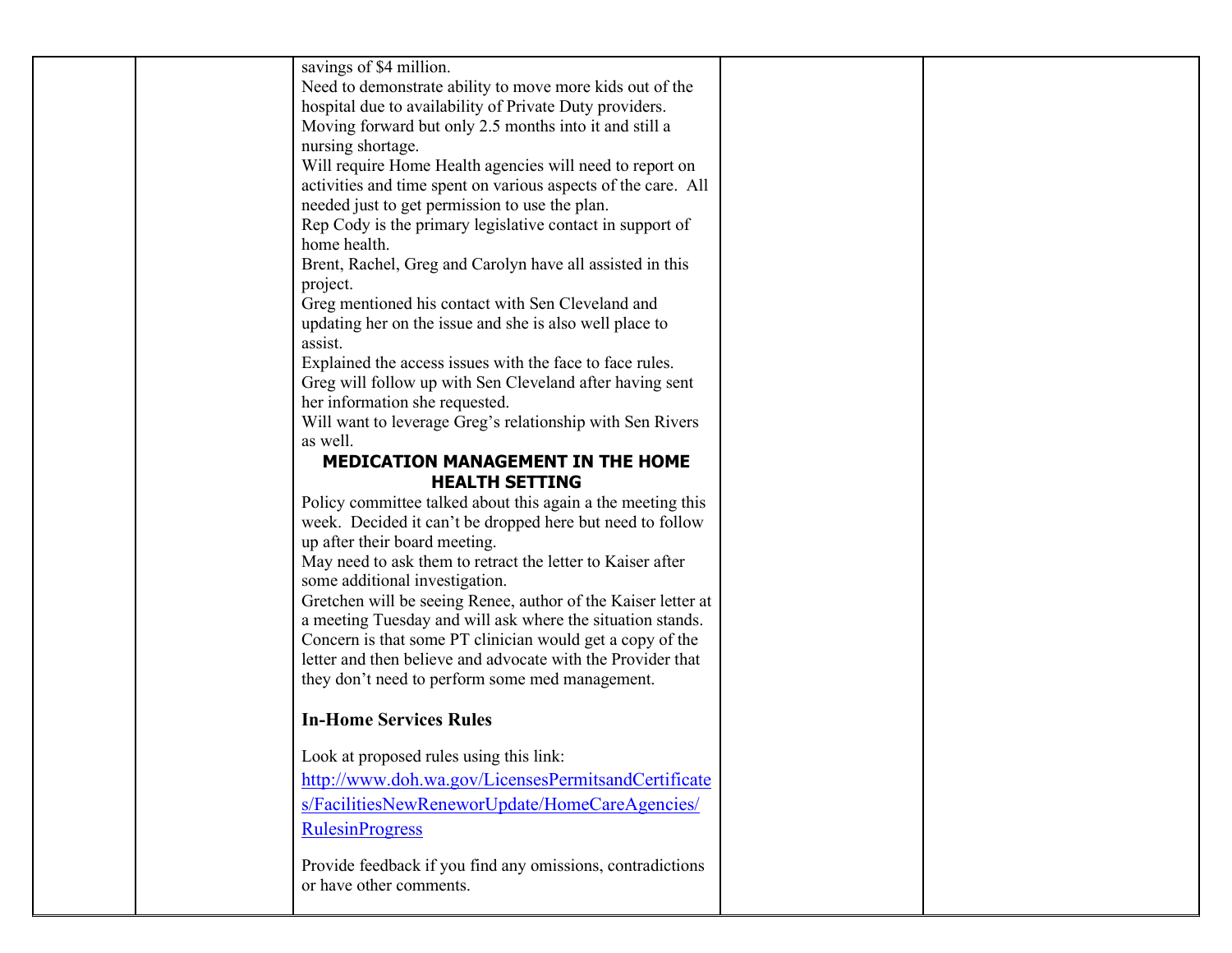|  |  | savings of $4 million.<br>Need to demonstrate ability to move more kids out of the hospital due to availability of Private Duty providers.<br>Moving forward but only 2.5 months into it and still a nursing shortage.<br>Will require Home Health agencies will need to report on activities and time spent on various aspects of the care. All needed just to get permission to use the plan.<br>Rep Cody is the primary legislative contact in support of home health.<br>Brent, Rachel, Greg and Carolyn have all assisted in this project.<br>Greg mentioned his contact with Sen Cleveland and updating her on the issue and she is also well place to assist.<br>Explained the access issues with the face to face rules.<br>Greg will follow up with Sen Cleveland after having sent her information she requested.<br>Will want to leverage Greg's relationship with Sen Rivers as well.<br>**MEDICATION MANAGEMENT IN THE HOME HEALTH SETTING**<br>Policy committee talked about this again a the meeting this week. Decided it can't be dropped here but need to follow up after their board meeting.<br>May need to ask them to retract the letter to Kaiser after some additional investigation.<br>Gretchen will be seeing Renee, author of the Kaiser letter at a meeting Tuesday and will ask where the situation stands.<br>Concern is that some PT clinician would get a copy of the letter and then believe and advocate with the Provider that they don't need to perform some med management.<br><br>**In-Home Services Rules**<br><br>Look at proposed rules using this link:<br>[http://www.doh.wa.gov/LicensesPermitsandCertificates/FacilitiesNewReneworUpdate/HomeCareAgencies/RulesinProgress](http://www.doh.wa.gov/LicensesPermitsandCertificates/FacilitiesNewReneworUpdate/HomeCareAgencies/RulesinProgress)<br><br>Provide feedback if you find any omissions, contradictions or have other comments. |  |  |
|---|---|---|---|---|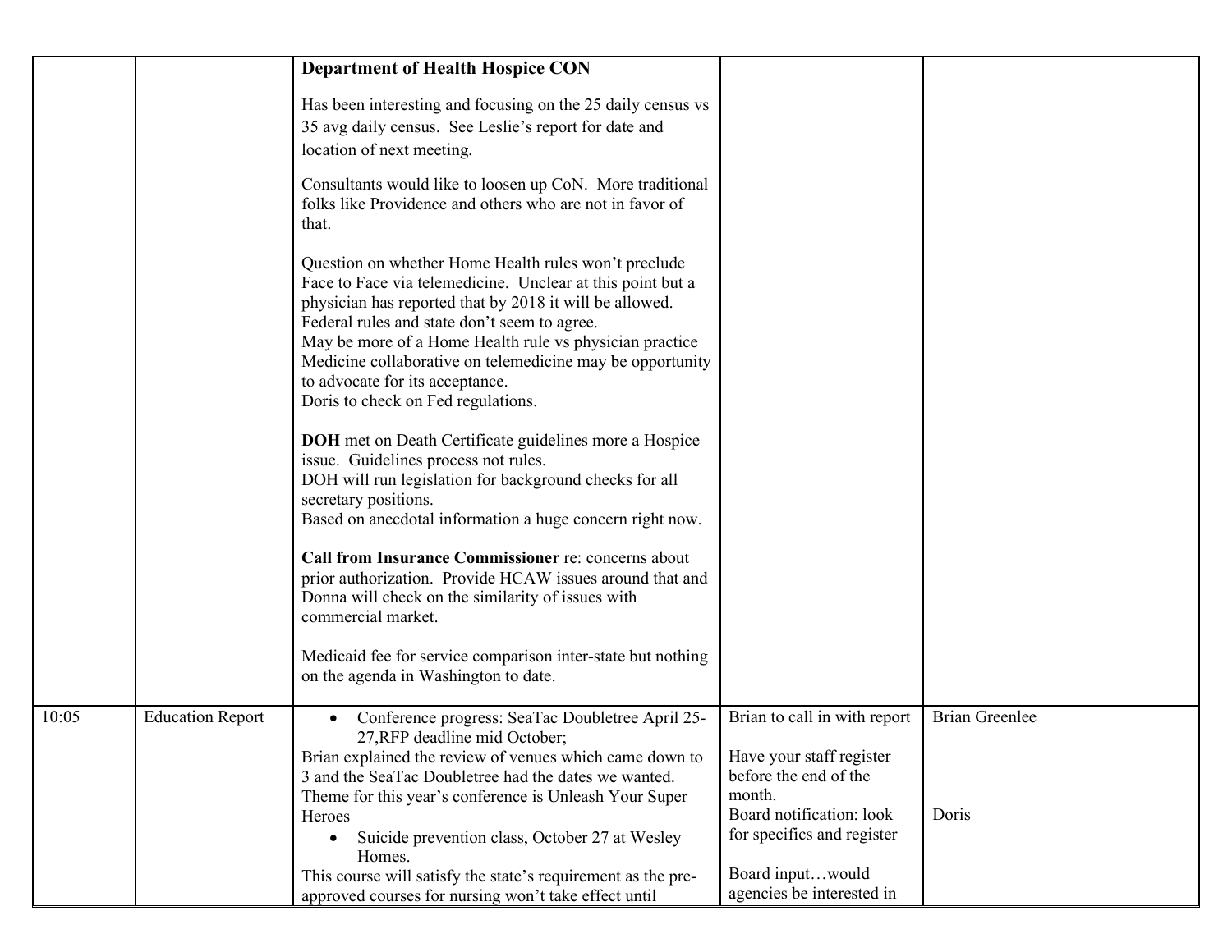| | | | | |
|---|---|---|---|---|
| | | **Department of Health Hospice CON**<br><br>Has been interesting and focusing on the 25 daily census vs 35 avg daily census. See Leslie's report for date and location of next meeting.<br><br>Consultants would like to loosen up CoN. More traditional folks like Providence and others who are not in favor of that.<br><br>Question on whether Home Health rules won't preclude Face to Face via telemedicine. Unclear at this point but a physician has reported that by 2018 it will be allowed. Federal rules and state don't seem to agree.<br>May be more of a Home Health rule vs physician practice Medicine collaborative on telemedicine may be opportunity to advocate for its acceptance.<br>Doris to check on Fed regulations.<br><br>**DOH** met on Death Certificate guidelines more a Hospice issue. Guidelines process not rules.<br>DOH will run legislation for background checks for all secretary positions.<br>Based on anecdotal information a huge concern right now.<br><br>**Call from Insurance Commissioner** re: concerns about prior authorization. Provide HCAW issues around that and Donna will check on the similarity of issues with commercial market.<br><br>Medicaid fee for service comparison inter-state but nothing on the agenda in Washington to date. | | |
| 10:05 | Education Report | • Conference progress: SeaTac Doubletree April 25-27,RFP deadline mid October;<br>Brian explained the review of venues which came down to 3 and the SeaTac Doubletree had the dates we wanted. Theme for this year's conference is Unleash Your Super Heroes<br>• Suicide prevention class, October 27 at Wesley Homes.<br>This course will satisfy the state's requirement as the pre-approved courses for nursing won't take effect until | Brian to call in with report<br><br>Have your staff register before the end of the month.<br>Board notification: look for specifics and register<br><br>Board input…would agencies be interested in | Brian Greenlee<br><br><br><br>Doris |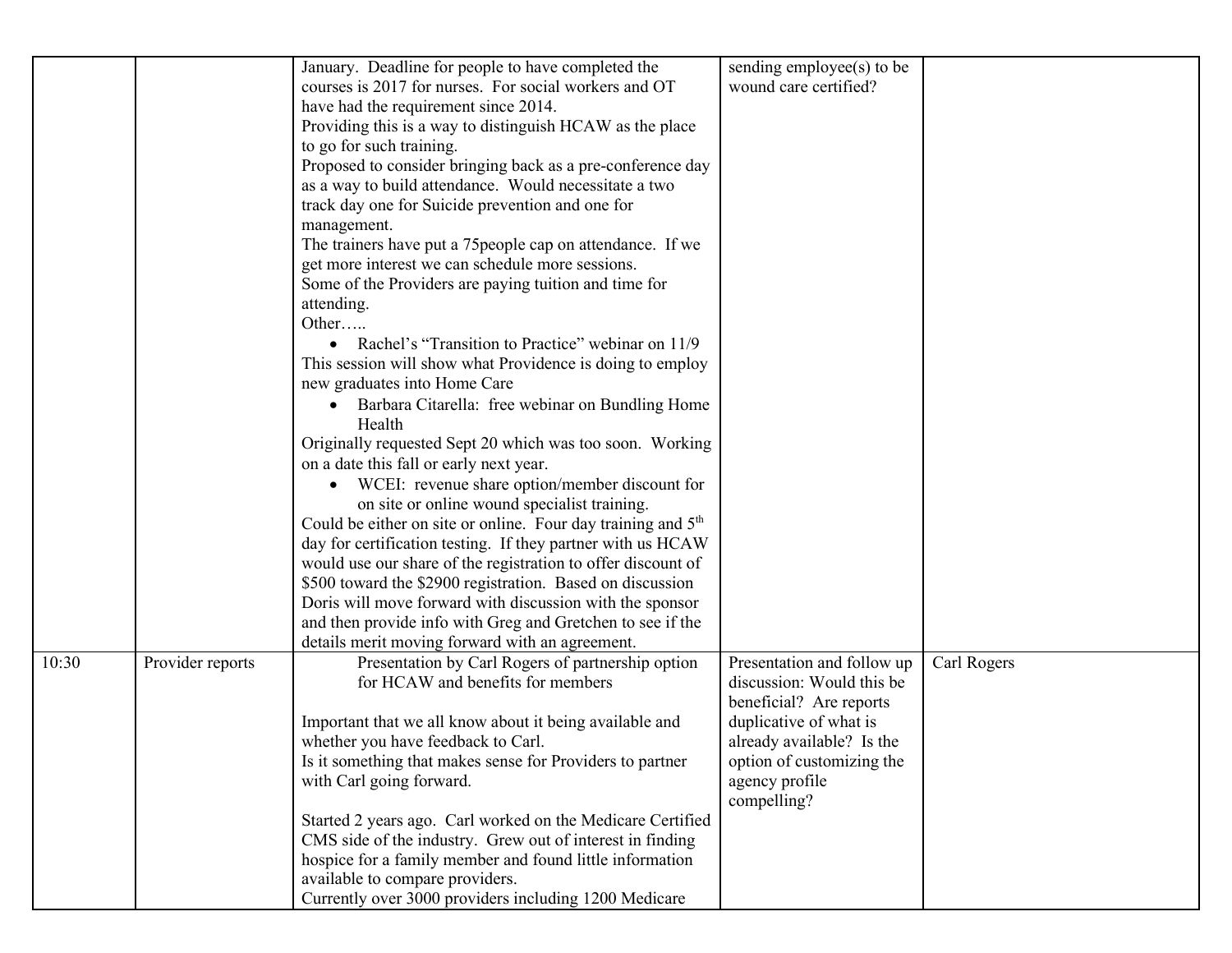| | | | | |
|---|---|---|---|---|
| | | January. Deadline for people to have completed the courses is 2017 for nurses. For social workers and OT have had the requirement since 2014.<br>Providing this is a way to distinguish HCAW as the place to go for such training.<br>Proposed to consider bringing back as a pre-conference day as a way to build attendance. Would necessitate a two track day one for Suicide prevention and one for management.<br>The trainers have put a 75people cap on attendance. If we get more interest we can schedule more sessions.<br>Some of the Providers are paying tuition and time for attending.<br>Other…..<br>• Rachel's "Transition to Practice" webinar on 11/9<br>This session will show what Providence is doing to employ new graduates into Home Care<br>• Barbara Citarella: free webinar on Bundling Home Health<br>Originally requested Sept 20 which was too soon. Working on a date this fall or early next year.<br>• WCEI: revenue share option/member discount for on site or online wound specialist training.<br>Could be either on site or online. Four day training and 5th day for certification testing. If they partner with us HCAW would use our share of the registration to offer discount of $500 toward the $2900 registration. Based on discussion Doris will move forward with discussion with the sponsor and then provide info with Greg and Gretchen to see if the details merit moving forward with an agreement. | sending employee(s) to be wound care certified? | |
| 10:30 | Provider reports | Presentation by Carl Rogers of partnership option for HCAW and benefits for members<br><br>Important that we all know about it being available and whether you have feedback to Carl.<br>Is it something that makes sense for Providers to partner with Carl going forward.<br><br>Started 2 years ago. Carl worked on the Medicare Certified CMS side of the industry. Grew out of interest in finding hospice for a family member and found little information available to compare providers.<br>Currently over 3000 providers including 1200 Medicare | Presentation and follow up discussion: Would this be beneficial? Are reports duplicative of what is already available? Is the option of customizing the agency profile compelling? | Carl Rogers |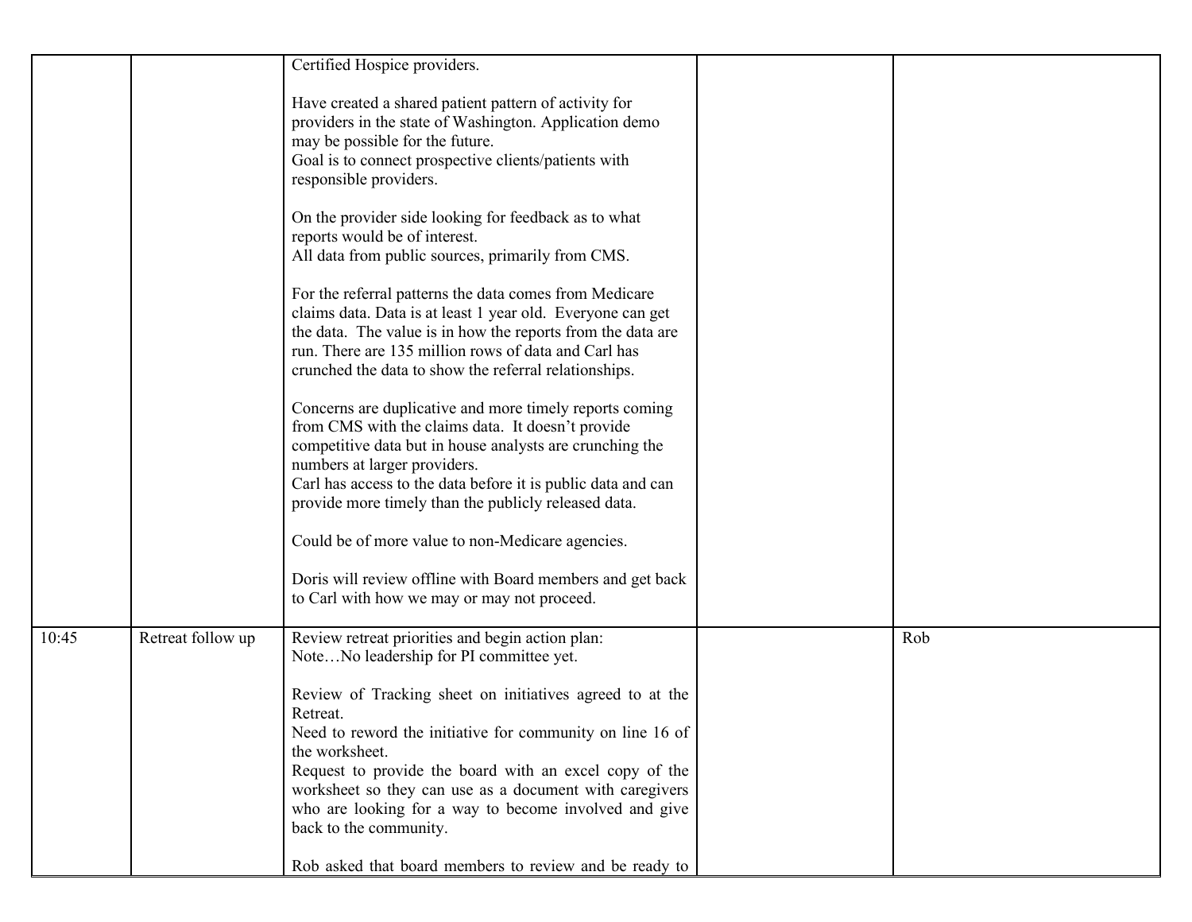| | | | | |
|---|---|---|---|---|
| | | Certified Hospice providers.<br><br>Have created a shared patient pattern of activity for providers in the state of Washington. Application demo may be possible for the future.<br>Goal is to connect prospective clients/patients with responsible providers.<br><br>On the provider side looking for feedback as to what reports would be of interest.<br>All data from public sources, primarily from CMS.<br><br>For the referral patterns the data comes from Medicare claims data. Data is at least 1 year old. Everyone can get the data. The value is in how the reports from the data are run. There are 135 million rows of data and Carl has crunched the data to show the referral relationships.<br><br>Concerns are duplicative and more timely reports coming from CMS with the claims data. It doesn't provide competitive data but in house analysts are crunching the numbers at larger providers.<br>Carl has access to the data before it is public data and can provide more timely than the publicly released data.<br><br>Could be of more value to non-Medicare agencies.<br><br>Doris will review offline with Board members and get back to Carl with how we may or may not proceed. | | |
| 10:45 | Retreat follow up | Review retreat priorities and begin action plan:<br>Note…No leadership for PI committee yet.<br><br>Review of Tracking sheet on initiatives agreed to at the Retreat.<br>Need to reword the initiative for community on line 16 of the worksheet.<br>Request to provide the board with an excel copy of the worksheet so they can use as a document with caregivers who are looking for a way to become involved and give back to the community.<br><br>Rob asked that board members to review and be ready to | | Rob |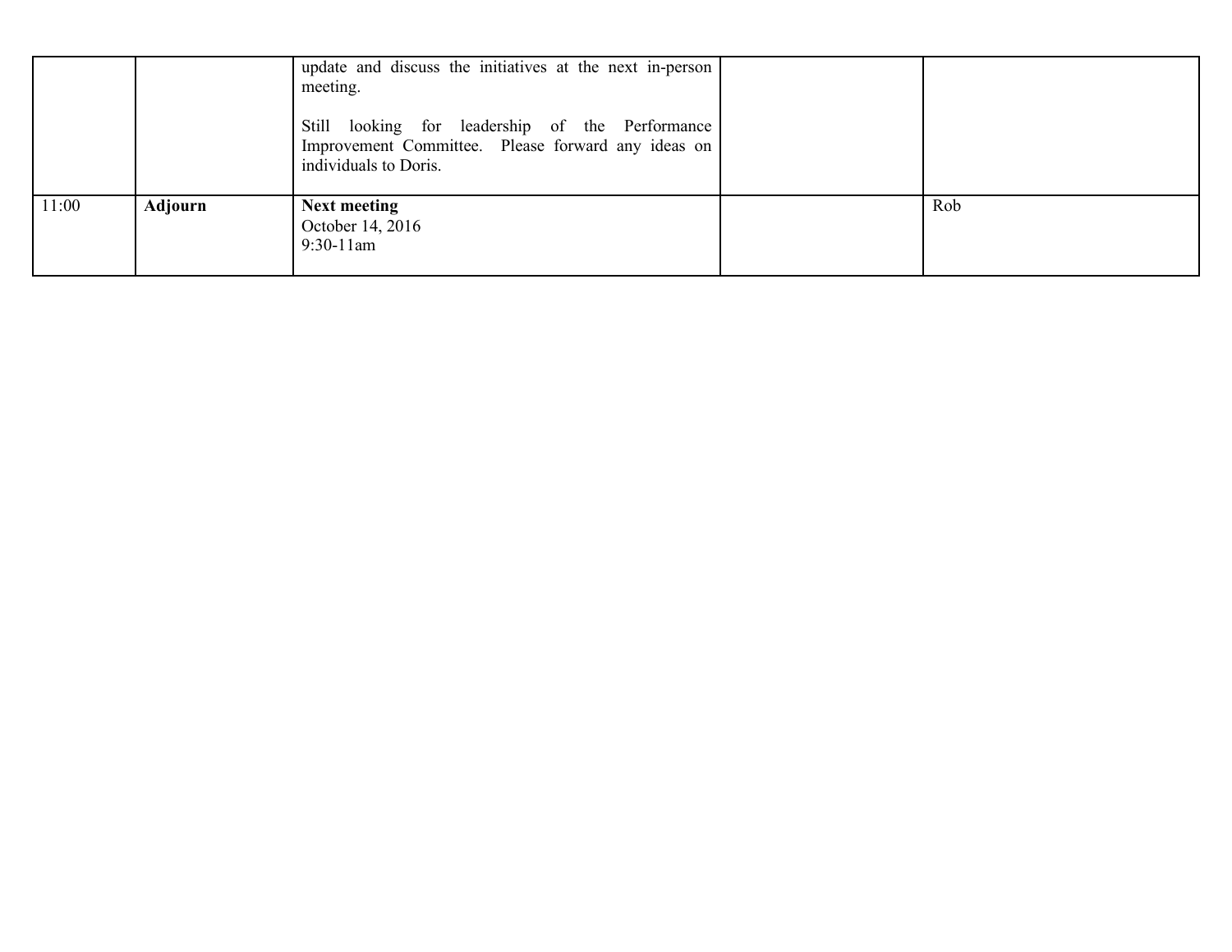| | | | | |
|---|---|---|---|---|
| | | update and discuss the initiatives at the next in-person meeting.<br><br>Still looking for leadership of the Performance Improvement Committee. Please forward any ideas on individuals to Doris. | | |
| 11:00 | **Adjourn** | **Next meeting**<br>October 14, 2016<br>9:30-11am | | Rob |